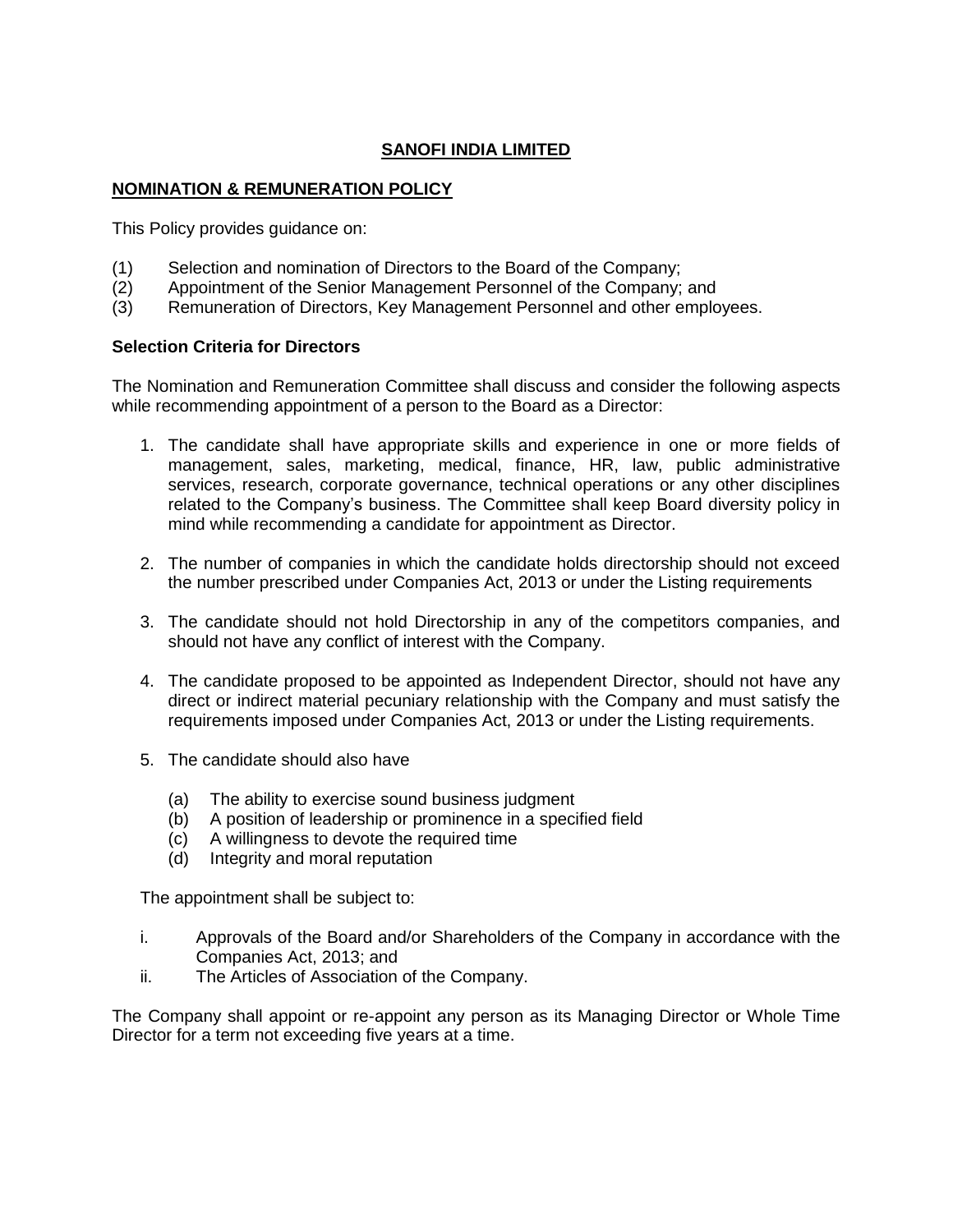# SANOFI INDIA LIMITED

## NOMINATION & REMUNERATION POLICY

This Policy provides guidance on:

(1) Selection and nomination of Directors to the Board of the Company;
(2) Appointment of the Senior Management Personnel of the Company; and
(3) Remuneration of Directors, Key Management Personnel and other employees.

### Selection Criteria for Directors

The Nomination and Remuneration Committee shall discuss and consider the following aspects while recommending appointment of a person to the Board as a Director:

1. The candidate shall have appropriate skills and experience in one or more fields of management, sales, marketing, medical, finance, HR, law, public administrative services, research, corporate governance, technical operations or any other disciplines related to the Company's business. The Committee shall keep Board diversity policy in mind while recommending a candidate for appointment as Director.

2. The number of companies in which the candidate holds directorship should not exceed the number prescribed under Companies Act, 2013 or under the Listing requirements

3. The candidate should not hold Directorship in any of the competitors companies, and should not have any conflict of interest with the Company.

4. The candidate proposed to be appointed as Independent Director, should not have any direct or indirect material pecuniary relationship with the Company and must satisfy the requirements imposed under Companies Act, 2013 or under the Listing requirements.

5. The candidate should also have

   (a) The ability to exercise sound business judgment
   (b) A position of leadership or prominence in a specified field
   (c) A willingness to devote the required time
   (d) Integrity and moral reputation

   The appointment shall be subject to:

   i. Approvals of the Board and/or Shareholders of the Company in accordance with the Companies Act, 2013; and
   ii. The Articles of Association of the Company.

The Company shall appoint or re-appoint any person as its Managing Director or Whole Time Director for a term not exceeding five years at a time.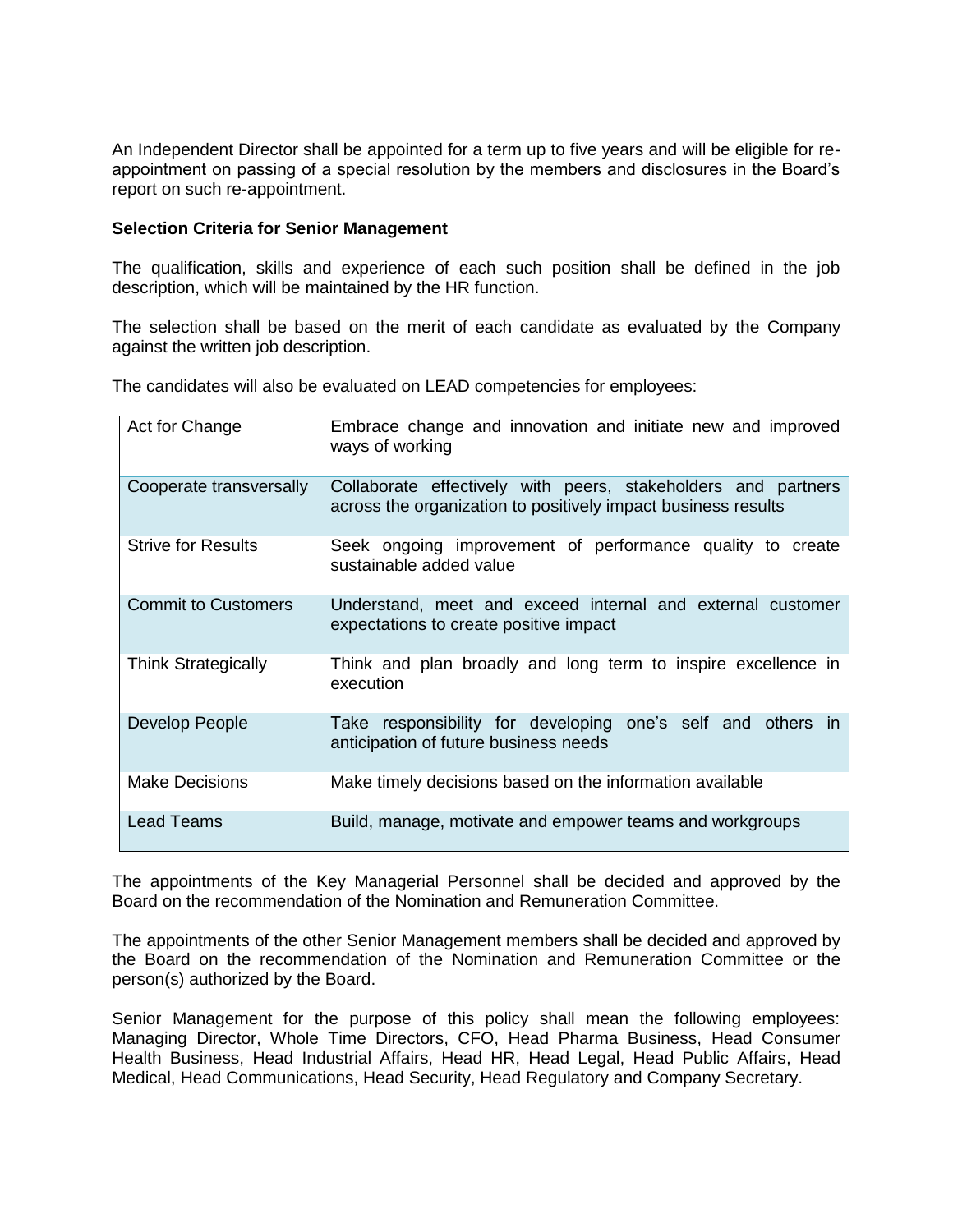An Independent Director shall be appointed for a term up to five years and will be eligible for re-appointment on passing of a special resolution by the members and disclosures in the Board's report on such re-appointment.

**Selection Criteria for Senior Management**

The qualification, skills and experience of each such position shall be defined in the job description, which will be maintained by the HR function.

The selection shall be based on the merit of each candidate as evaluated by the Company against the written job description.

The candidates will also be evaluated on LEAD competencies for employees:

| | |
|---|---|
| Act for Change | Embrace change and innovation and initiate new and improved ways of working |
| Cooperate transversally | Collaborate effectively with peers, stakeholders and partners across the organization to positively impact business results |
| Strive for Results | Seek ongoing improvement of performance quality to create sustainable added value |
| Commit to Customers | Understand, meet and exceed internal and external customer expectations to create positive impact |
| Think Strategically | Think and plan broadly and long term to inspire excellence in execution |
| Develop People | Take responsibility for developing one's self and others in anticipation of future business needs |
| Make Decisions | Make timely decisions based on the information available |
| Lead Teams | Build, manage, motivate and empower teams and workgroups |

The appointments of the Key Managerial Personnel shall be decided and approved by the Board on the recommendation of the Nomination and Remuneration Committee.

The appointments of the other Senior Management members shall be decided and approved by the Board on the recommendation of the Nomination and Remuneration Committee or the person(s) authorized by the Board.

Senior Management for the purpose of this policy shall mean the following employees: Managing Director, Whole Time Directors, CFO, Head Pharma Business, Head Consumer Health Business, Head Industrial Affairs, Head HR, Head Legal, Head Public Affairs, Head Medical, Head Communications, Head Security, Head Regulatory and Company Secretary.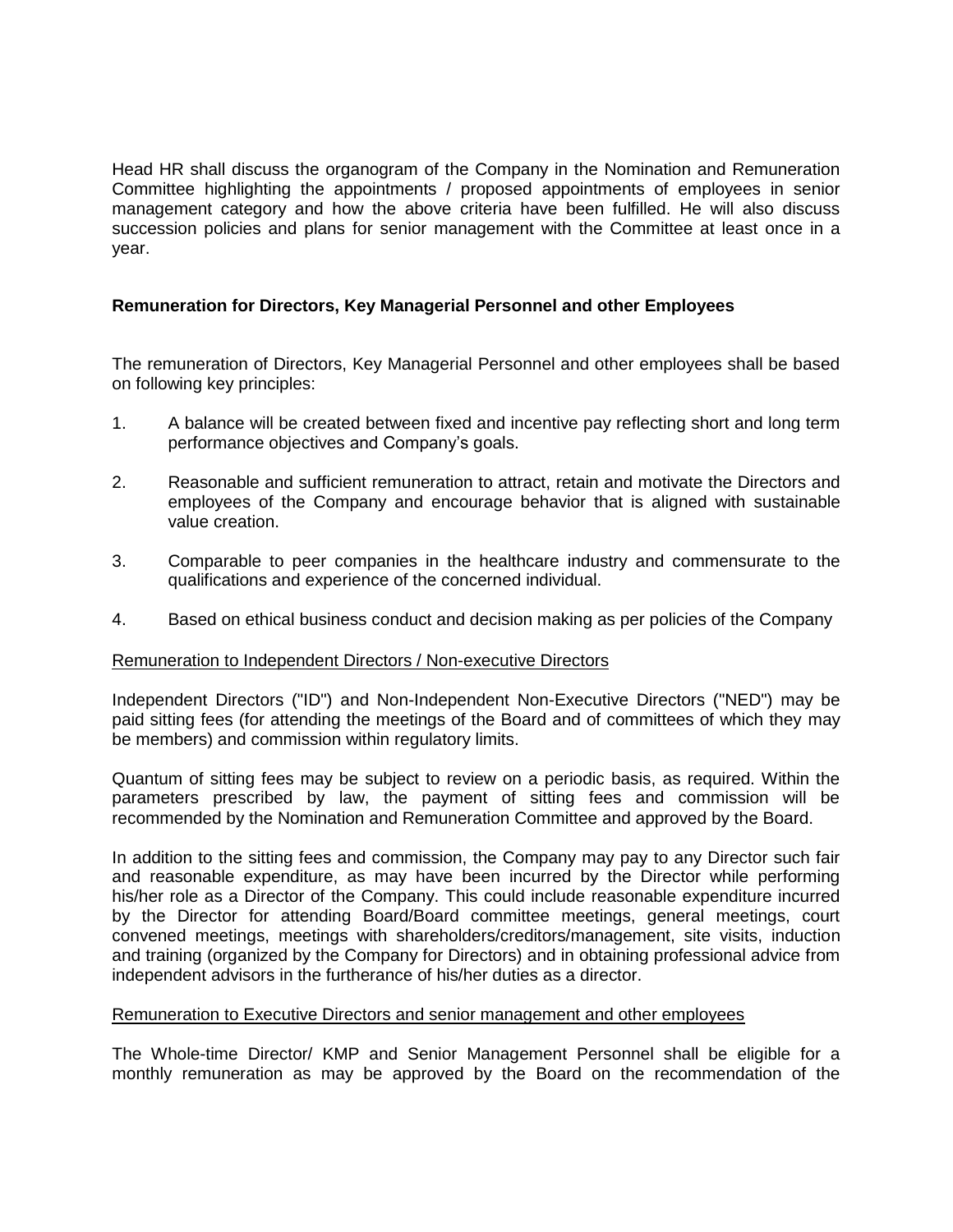Head HR shall discuss the organogram of the Company in the Nomination and Remuneration Committee highlighting the appointments / proposed appointments of employees in senior management category and how the above criteria have been fulfilled. He will also discuss succession policies and plans for senior management with the Committee at least once in a year.

**Remuneration for Directors, Key Managerial Personnel and other Employees**

The remuneration of Directors, Key Managerial Personnel and other employees shall be based on following key principles:

1. A balance will be created between fixed and incentive pay reflecting short and long term performance objectives and Company's goals.

2. Reasonable and sufficient remuneration to attract, retain and motivate the Directors and employees of the Company and encourage behavior that is aligned with sustainable value creation.

3. Comparable to peer companies in the healthcare industry and commensurate to the qualifications and experience of the concerned individual.

4. Based on ethical business conduct and decision making as per policies of the Company

<u>Remuneration to Independent Directors / Non-executive Directors</u>

Independent Directors ("ID") and Non-Independent Non-Executive Directors ("NED") may be paid sitting fees (for attending the meetings of the Board and of committees of which they may be members) and commission within regulatory limits.

Quantum of sitting fees may be subject to review on a periodic basis, as required. Within the parameters prescribed by law, the payment of sitting fees and commission will be recommended by the Nomination and Remuneration Committee and approved by the Board.

In addition to the sitting fees and commission, the Company may pay to any Director such fair and reasonable expenditure, as may have been incurred by the Director while performing his/her role as a Director of the Company. This could include reasonable expenditure incurred by the Director for attending Board/Board committee meetings, general meetings, court convened meetings, meetings with shareholders/creditors/management, site visits, induction and training (organized by the Company for Directors) and in obtaining professional advice from independent advisors in the furtherance of his/her duties as a director.

<u>Remuneration to Executive Directors and senior management and other employees</u>

The Whole-time Director/ KMP and Senior Management Personnel shall be eligible for a monthly remuneration as may be approved by the Board on the recommendation of the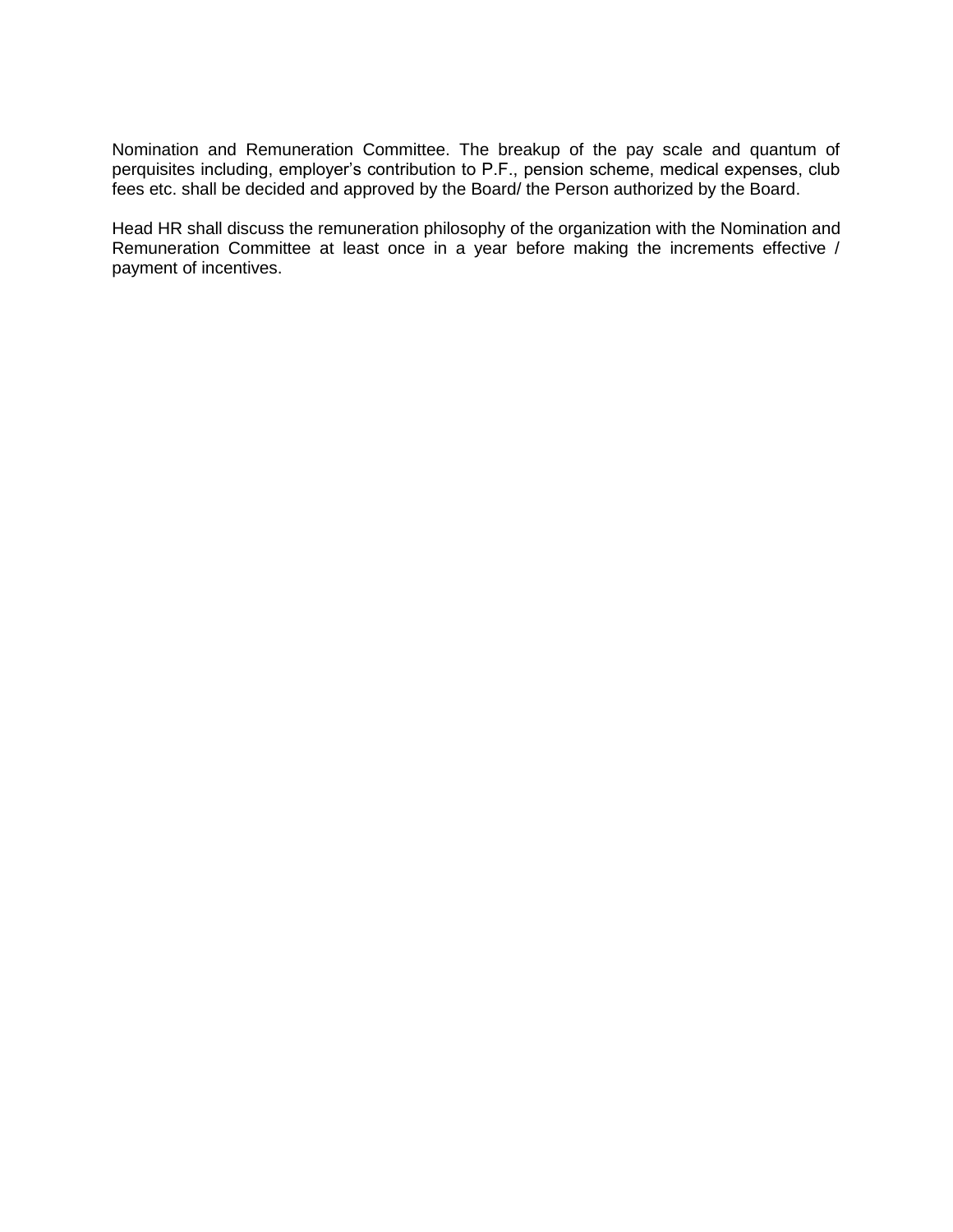Nomination and Remuneration Committee. The breakup of the pay scale and quantum of perquisites including, employer's contribution to P.F., pension scheme, medical expenses, club fees etc. shall be decided and approved by the Board/ the Person authorized by the Board.

Head HR shall discuss the remuneration philosophy of the organization with the Nomination and Remuneration Committee at least once in a year before making the increments effective / payment of incentives.